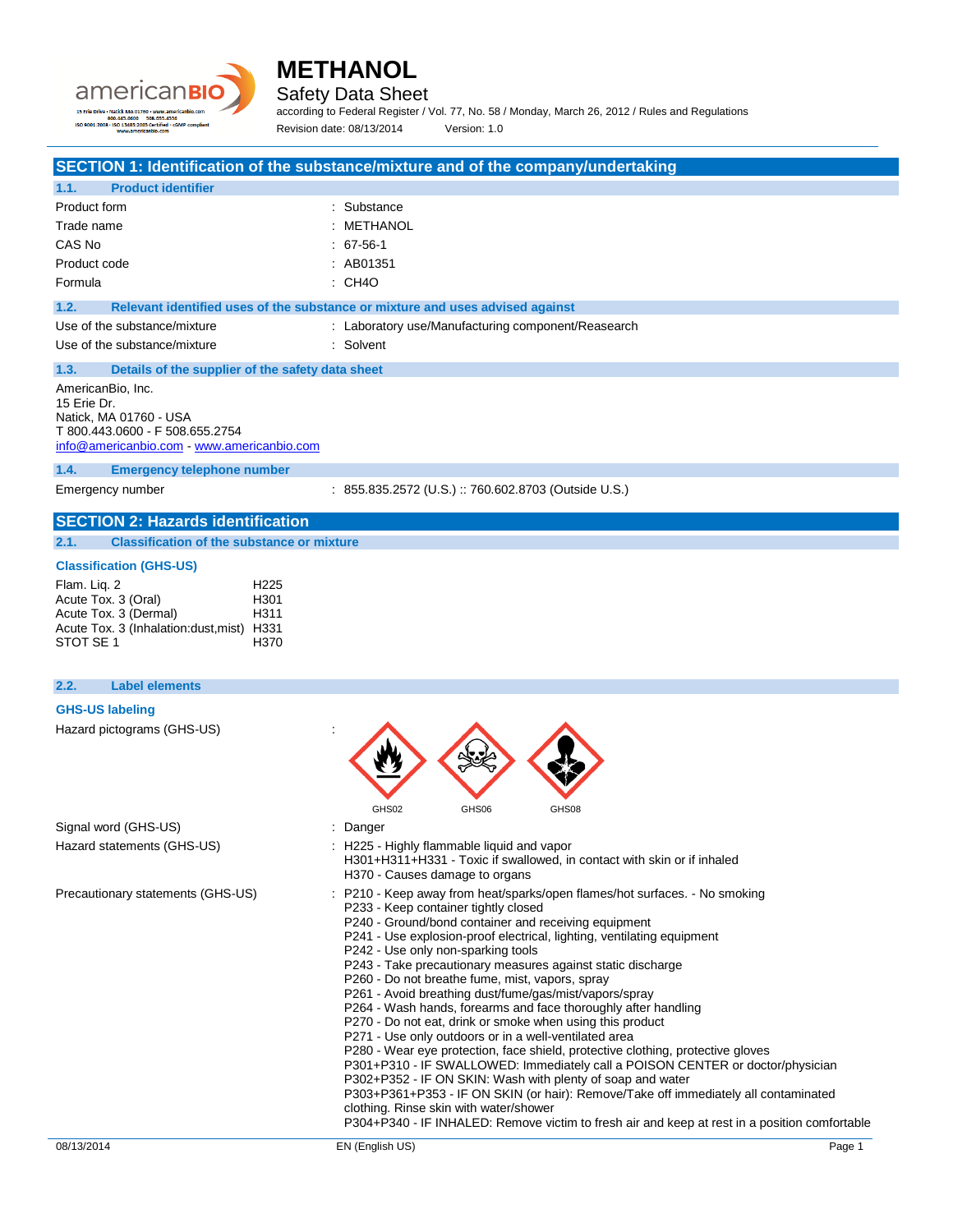# METHANOL

Safety Data Sheet

according to Federal Register / Vol. 77, No. 58 / Monday, March 26, 2012 / Rules and Regulations

Revision date: 08/13/2014 Version: 1.0

## SECTION 1: Identification of the substance/mixture and of the company/undertaking

### 1.1. Product identifier

| | |
|---|---|
| Product form | : Substance |
| Trade name | : METHANOL |
| CAS No | : 67-56-1 |
| Product code | : AB01351 |
| Formula | : CH4O |

### 1.2. Relevant identified uses of the substance or mixture and uses advised against

| | |
|---|---|
| Use of the substance/mixture | : Laboratory use/Manufacturing component/Reasearch |
| Use of the substance/mixture | : Solvent |

### 1.3. Details of the supplier of the safety data sheet

AmericanBio, Inc.
15 Erie Dr.
Natick, MA 01760 - USA
T 800.443.0600 - F 508.655.2754
info@americanbio.com - www.americanbio.com

### 1.4. Emergency telephone number

| | |
|---|---|
| Emergency number | : 855.835.2572 (U.S.) :: 760.602.8703 (Outside U.S.) |

## SECTION 2: Hazards identification

### 2.1. Classification of the substance or mixture

**Classification (GHS-US)**

| | |
|---|---|
| Flam. Liq. 2 | H225 |
| Acute Tox. 3 (Oral) | H301 |
| Acute Tox. 3 (Dermal) | H311 |
| Acute Tox. 3 (Inhalation:dust,mist) | H331 |
| STOT SE 1 | H370 |

### 2.2. Label elements

**GHS-US labeling**

Hazard pictograms (GHS-US) :

GHS02 GHS06 GHS08

Signal word (GHS-US) : Danger

Hazard statements (GHS-US) :
- H225 - Highly flammable liquid and vapor
- H301+H311+H331 - Toxic if swallowed, in contact with skin or if inhaled
- H370 - Causes damage to organs

Precautionary statements (GHS-US) :
- P210 - Keep away from heat/sparks/open flames/hot surfaces. - No smoking
- P233 - Keep container tightly closed
- P240 - Ground/bond container and receiving equipment
- P241 - Use explosion-proof electrical, lighting, ventilating equipment
- P242 - Use only non-sparking tools
- P243 - Take precautionary measures against static discharge
- P260 - Do not breathe fume, mist, vapors, spray
- P261 - Avoid breathing dust/fume/gas/mist/vapors/spray
- P264 - Wash hands, forearms and face thoroughly after handling
- P270 - Do not eat, drink or smoke when using this product
- P271 - Use only outdoors or in a well-ventilated area
- P280 - Wear eye protection, face shield, protective clothing, protective gloves
- P301+P310 - IF SWALLOWED: Immediately call a POISON CENTER or doctor/physician
- P302+P352 - IF ON SKIN: Wash with plenty of soap and water
- P303+P361+P353 - IF ON SKIN (or hair): Remove/Take off immediately all contaminated clothing. Rinse skin with water/shower
- P304+P340 - IF INHALED: Remove victim to fresh air and keep at rest in a position comfortable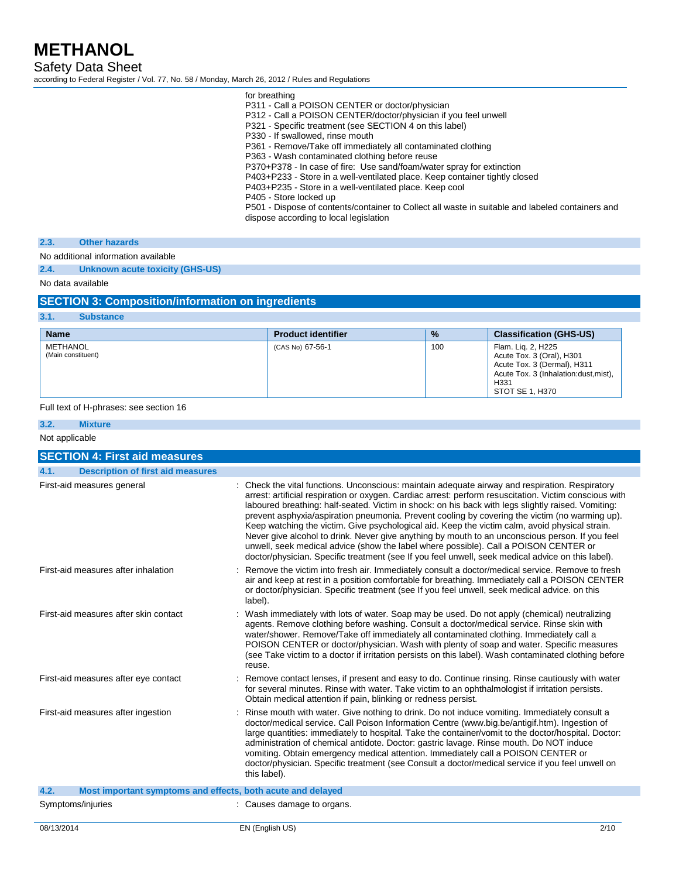for breathing
P311 - Call a POISON CENTER or doctor/physician
P312 - Call a POISON CENTER/doctor/physician if you feel unwell
P321 - Specific treatment (see SECTION 4 on this label)
P330 - If swallowed, rinse mouth
P361 - Remove/Take off immediately all contaminated clothing
P363 - Wash contaminated clothing before reuse
P370+P378 - In case of fire: Use sand/foam/water spray for extinction
P403+P233 - Store in a well-ventilated place. Keep container tightly closed
P403+P235 - Store in a well-ventilated place. Keep cool
P405 - Store locked up
P501 - Dispose of contents/container to Collect all waste in suitable and labeled containers and dispose according to local legislation

### 2.3. Other hazards

No additional information available

### 2.4. Unknown acute toxicity (GHS-US)

No data available

## SECTION 3: Composition/information on ingredients

### 3.1. Substance

| Name | Product identifier | % | Classification (GHS-US) |
|---|---|---|---|
| METHANOL (Main constituent) | (CAS No) 67-56-1 | 100 | Flam. Liq. 2, H225<br>Acute Tox. 3 (Oral), H301<br>Acute Tox. 3 (Dermal), H311<br>Acute Tox. 3 (Inhalation:dust,mist), H331<br>STOT SE 1, H370 |

Full text of H-phrases: see section 16

### 3.2. Mixture

Not applicable

## SECTION 4: First aid measures

### 4.1. Description of first aid measures

First-aid measures general : Check the vital functions. Unconscious: maintain adequate airway and respiration. Respiratory arrest: artificial respiration or oxygen. Cardiac arrest: perform resuscitation. Victim conscious with laboured breathing: half-seated. Victim in shock: on his back with legs slightly raised. Vomiting: prevent asphyxia/aspiration pneumonia. Prevent cooling by covering the victim (no warming up). Keep watching the victim. Give psychological aid. Keep the victim calm, avoid physical strain. Never give alcohol to drink. Never give anything by mouth to an unconscious person. If you feel unwell, seek medical advice (show the label where possible). Call a POISON CENTER or doctor/physician. Specific treatment (see If you feel unwell, seek medical advice on this label).

First-aid measures after inhalation : Remove the victim into fresh air. Immediately consult a doctor/medical service. Remove to fresh air and keep at rest in a position comfortable for breathing. Immediately call a POISON CENTER or doctor/physician. Specific treatment (see If you feel unwell, seek medical advice. on this label).

First-aid measures after skin contact : Wash immediately with lots of water. Soap may be used. Do not apply (chemical) neutralizing agents. Remove clothing before washing. Consult a doctor/medical service. Rinse skin with water/shower. Remove/Take off immediately all contaminated clothing. Immediately call a POISON CENTER or doctor/physician. Wash with plenty of soap and water. Specific measures (see Take victim to a doctor if irritation persists on this label). Wash contaminated clothing before reuse.

First-aid measures after eye contact : Remove contact lenses, if present and easy to do. Continue rinsing. Rinse cautiously with water for several minutes. Rinse with water. Take victim to an ophthalmologist if irritation persists. Obtain medical attention if pain, blinking or redness persist.

First-aid measures after ingestion : Rinse mouth with water. Give nothing to drink. Do not induce vomiting. Immediately consult a doctor/medical service. Call Poison Information Centre (www.big.be/antigif.htm). Ingestion of large quantities: immediately to hospital. Take the container/vomit to the doctor/hospital. Doctor: administration of chemical antidote. Doctor: gastric lavage. Rinse mouth. Do NOT induce vomiting. Obtain emergency medical attention. Immediately call a POISON CENTER or doctor/physician. Specific treatment (see Consult a doctor/medical service if you feel unwell on this label).

### 4.2. Most important symptoms and effects, both acute and delayed

Symptoms/injuries : Causes damage to organs.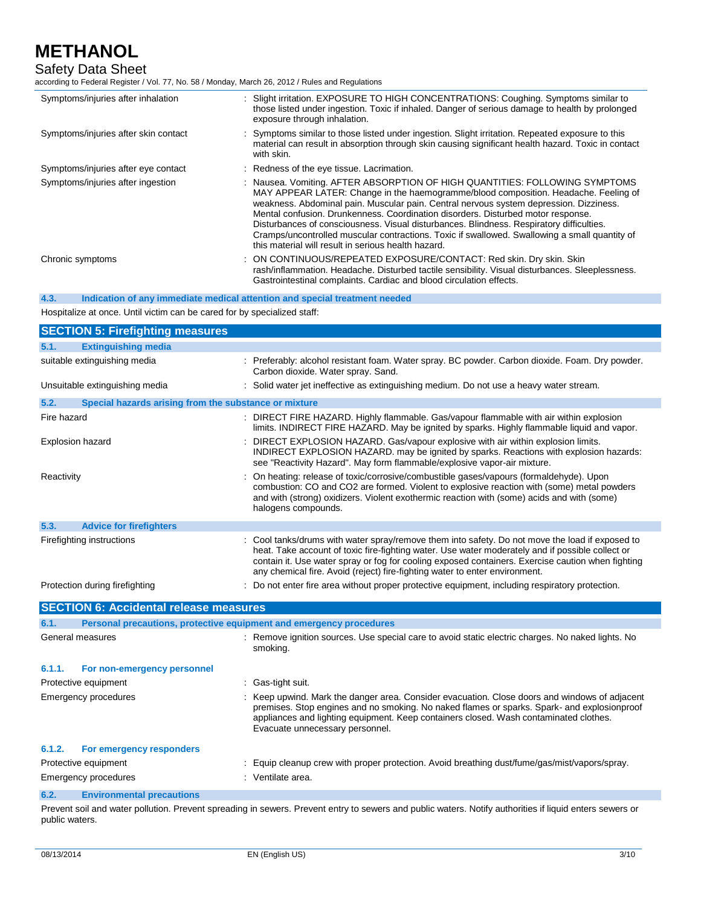| | |
|---|---|
| Symptoms/injuries after inhalation | : Slight irritation. EXPOSURE TO HIGH CONCENTRATIONS: Coughing. Symptoms similar to those listed under ingestion. Toxic if inhaled. Danger of serious damage to health by prolonged exposure through inhalation. |
| Symptoms/injuries after skin contact | : Symptoms similar to those listed under ingestion. Slight irritation. Repeated exposure to this material can result in absorption through skin causing significant health hazard. Toxic in contact with skin. |
| Symptoms/injuries after eye contact | : Redness of the eye tissue. Lacrimation. |
| Symptoms/injuries after ingestion | : Nausea. Vomiting. AFTER ABSORPTION OF HIGH QUANTITIES: FOLLOWING SYMPTOMS MAY APPEAR LATER: Change in the haemogramme/blood composition. Headache. Feeling of weakness. Abdominal pain. Muscular pain. Central nervous system depression. Dizziness. Mental confusion. Drunkenness. Coordination disorders. Disturbed motor response. Disturbances of consciousness. Visual disturbances. Blindness. Respiratory difficulties. Cramps/uncontrolled muscular contractions. Toxic if swallowed. Swallowing a small quantity of this material will result in serious health hazard. |
| Chronic symptoms | : ON CONTINUOUS/REPEATED EXPOSURE/CONTACT: Red skin. Dry skin. Skin rash/inflammation. Headache. Disturbed tactile sensibility. Visual disturbances. Sleeplessness. Gastrointestinal complaints. Cardiac and blood circulation effects. |

### 4.3. Indication of any immediate medical attention and special treatment needed

Hospitalize at once. Until victim can be cared for by specialized staff:

## SECTION 5: Firefighting measures

### 5.1. Extinguishing media

| | |
|---|---|
| suitable extinguishing media | : Preferably: alcohol resistant foam. Water spray. BC powder. Carbon dioxide. Foam. Dry powder. Carbon dioxide. Water spray. Sand. |
| Unsuitable extinguishing media | : Solid water jet ineffective as extinguishing medium. Do not use a heavy water stream. |

### 5.2. Special hazards arising from the substance or mixture

| | |
|---|---|
| Fire hazard | : DIRECT FIRE HAZARD. Highly flammable. Gas/vapour flammable with air within explosion limits. INDIRECT FIRE HAZARD. May be ignited by sparks. Highly flammable liquid and vapor. |
| Explosion hazard | : DIRECT EXPLOSION HAZARD. Gas/vapour explosive with air within explosion limits. INDIRECT EXPLOSION HAZARD. may be ignited by sparks. Reactions with explosion hazards: see "Reactivity Hazard". May form flammable/explosive vapor-air mixture. |
| Reactivity | : On heating: release of toxic/corrosive/combustible gases/vapours (formaldehyde). Upon combustion: CO and CO2 are formed. Violent to explosive reaction with (some) metal powders and with (strong) oxidizers. Violent exothermic reaction with (some) acids and with (some) halogens compounds. |

### 5.3. Advice for firefighters

| | |
|---|---|
| Firefighting instructions | : Cool tanks/drums with water spray/remove them into safety. Do not move the load if exposed to heat. Take account of toxic fire-fighting water. Use water moderately and if possible collect or contain it. Use water spray or fog for cooling exposed containers. Exercise caution when fighting any chemical fire. Avoid (reject) fire-fighting water to enter environment. |
| Protection during firefighting | : Do not enter fire area without proper protective equipment, including respiratory protection. |

## SECTION 6: Accidental release measures

### 6.1. Personal precautions, protective equipment and emergency procedures

| | |
|---|---|
| General measures | : Remove ignition sources. Use special care to avoid static electric charges. No naked lights. No smoking. |

#### 6.1.1. For non-emergency personnel

| | |
|---|---|
| Protective equipment | : Gas-tight suit. |
| Emergency procedures | : Keep upwind. Mark the danger area. Consider evacuation. Close doors and windows of adjacent premises. Stop engines and no smoking. No naked flames or sparks. Spark- and explosionproof appliances and lighting equipment. Keep containers closed. Wash contaminated clothes. Evacuate unnecessary personnel. |

#### 6.1.2. For emergency responders

| | |
|---|---|
| Protective equipment | : Equip cleanup crew with proper protection. Avoid breathing dust/fume/gas/mist/vapors/spray. |
| Emergency procedures | : Ventilate area. |

### 6.2. Environmental precautions

Prevent soil and water pollution. Prevent spreading in sewers. Prevent entry to sewers and public waters. Notify authorities if liquid enters sewers or public waters.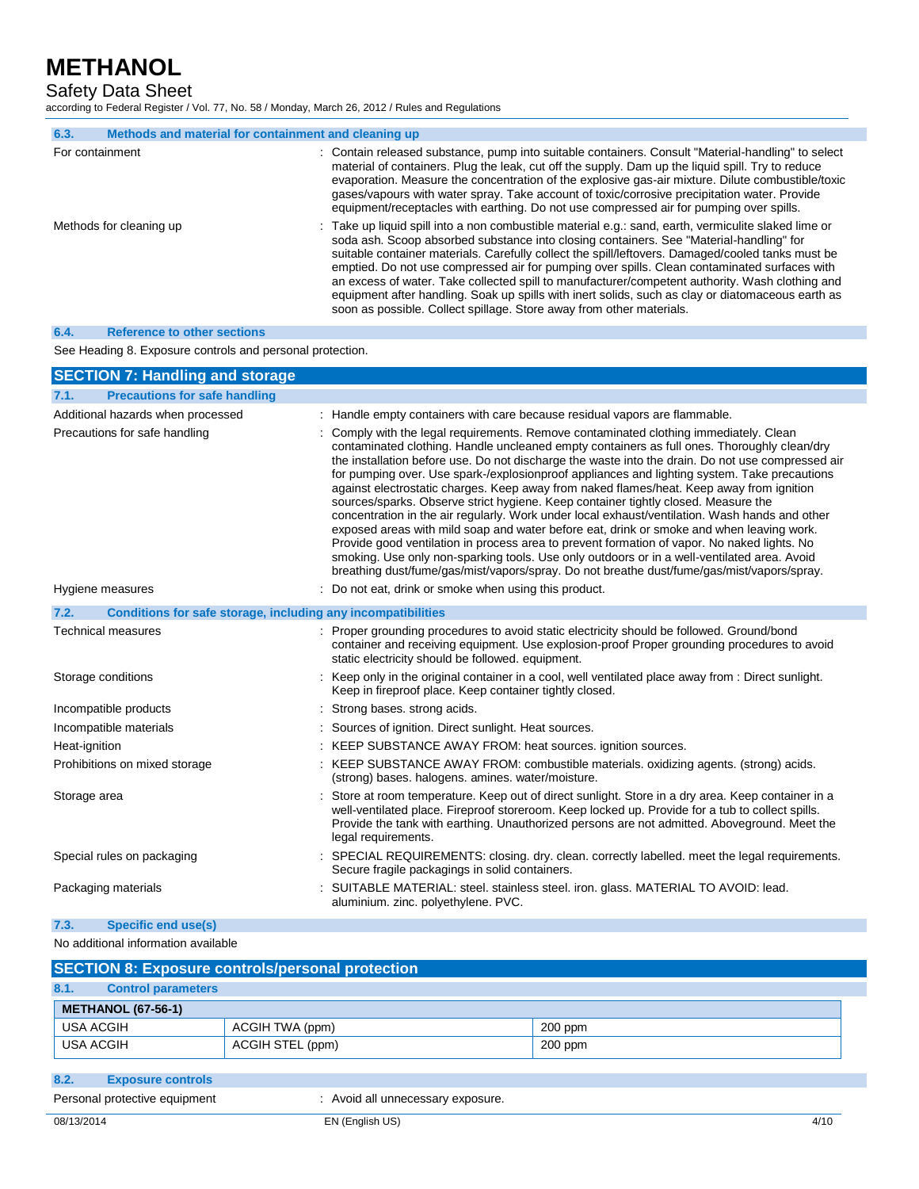### 6.3. Methods and material for containment and cleaning up

| | |
|---|---|
| For containment | : Contain released substance, pump into suitable containers. Consult "Material-handling" to select material of containers. Plug the leak, cut off the supply. Dam up the liquid spill. Try to reduce evaporation. Measure the concentration of the explosive gas-air mixture. Dilute combustible/toxic gases/vapours with water spray. Take account of toxic/corrosive precipitation water. Provide equipment/receptacles with earthing. Do not use compressed air for pumping over spills. |
| Methods for cleaning up | : Take up liquid spill into a non combustible material e.g.: sand, earth, vermiculite slaked lime or soda ash. Scoop absorbed substance into closing containers. See "Material-handling" for suitable container materials. Carefully collect the spill/leftovers. Damaged/cooled tanks must be emptied. Do not use compressed air for pumping over spills. Clean contaminated surfaces with an excess of water. Take collected spill to manufacturer/competent authority. Wash clothing and equipment after handling. Soak up spills with inert solids, such as clay or diatomaceous earth as soon as possible. Collect spillage. Store away from other materials. |

### 6.4. Reference to other sections

See Heading 8. Exposure controls and personal protection.

## SECTION 7: Handling and storage

### 7.1. Precautions for safe handling

| | |
|---|---|
| Additional hazards when processed | : Handle empty containers with care because residual vapors are flammable. |
| Precautions for safe handling | : Comply with the legal requirements. Remove contaminated clothing immediately. Clean contaminated clothing. Handle uncleaned empty containers as full ones. Thoroughly clean/dry the installation before use. Do not discharge the waste into the drain. Do not use compressed air for pumping over. Use spark-/explosionproof appliances and lighting system. Take precautions against electrostatic charges. Keep away from naked flames/heat. Keep away from ignition sources/sparks. Observe strict hygiene. Keep container tightly closed. Measure the concentration in the air regularly. Work under local exhaust/ventilation. Wash hands and other exposed areas with mild soap and water before eat, drink or smoke and when leaving work. Provide good ventilation in process area to prevent formation of vapor. No naked lights. No smoking. Use only non-sparking tools. Use only outdoors or in a well-ventilated area. Avoid breathing dust/fume/gas/mist/vapors/spray. Do not breathe dust/fume/gas/mist/vapors/spray. |
| Hygiene measures | : Do not eat, drink or smoke when using this product. |

### 7.2. Conditions for safe storage, including any incompatibilities

| | |
|---|---|
| Technical measures | : Proper grounding procedures to avoid static electricity should be followed. Ground/bond container and receiving equipment. Use explosion-proof Proper grounding procedures to avoid static electricity should be followed. equipment. |
| Storage conditions | : Keep only in the original container in a cool, well ventilated place away from : Direct sunlight. Keep in fireproof place. Keep container tightly closed. |
| Incompatible products | : Strong bases. strong acids. |
| Incompatible materials | : Sources of ignition. Direct sunlight. Heat sources. |
| Heat-ignition | : KEEP SUBSTANCE AWAY FROM: heat sources. ignition sources. |
| Prohibitions on mixed storage | : KEEP SUBSTANCE AWAY FROM: combustible materials. oxidizing agents. (strong) acids. (strong) bases. halogens. amines. water/moisture. |
| Storage area | : Store at room temperature. Keep out of direct sunlight. Store in a dry area. Keep container in a well-ventilated place. Fireproof storeroom. Keep locked up. Provide for a tub to collect spills. Provide the tank with earthing. Unauthorized persons are not admitted. Aboveground. Meet the legal requirements. |
| Special rules on packaging | : SPECIAL REQUIREMENTS: closing. dry. clean. correctly labelled. meet the legal requirements. Secure fragile packagings in solid containers. |
| Packaging materials | : SUITABLE MATERIAL: steel. stainless steel. iron. glass. MATERIAL TO AVOID: lead. aluminium. zinc. polyethylene. PVC. |

### 7.3. Specific end use(s)

No additional information available

## SECTION 8: Exposure controls/personal protection

### 8.1. Control parameters

| METHANOL (67-56-1) | | |
|---|---|---|
| USA ACGIH | ACGIH TWA (ppm) | 200 ppm |
| USA ACGIH | ACGIH STEL (ppm) | 200 ppm |

### 8.2. Exposure controls

| | |
|---|---|
| Personal protective equipment | : Avoid all unnecessary exposure. |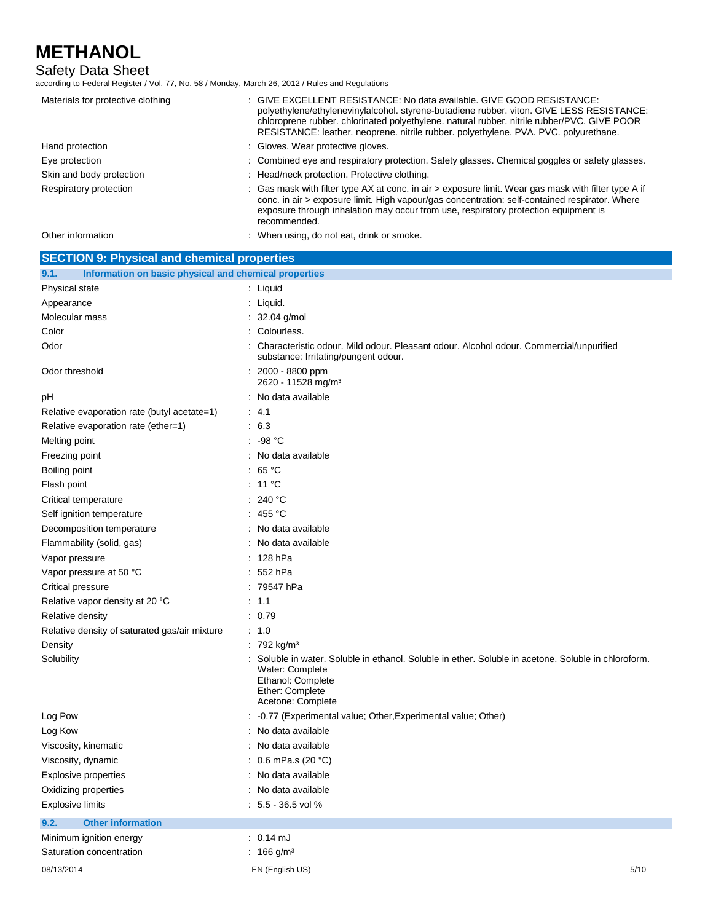| | |
|---|---|
| Materials for protective clothing | : GIVE EXCELLENT RESISTANCE: No data available. GIVE GOOD RESISTANCE: polyethylene/ethylenevinylalcohol. styrene-butadiene rubber. viton. GIVE LESS RESISTANCE: chloroprene rubber. chlorinated polyethylene. natural rubber. nitrile rubber/PVC. GIVE POOR RESISTANCE: leather. neoprene. nitrile rubber. polyethylene. PVA. PVC. polyurethane. |
| Hand protection | : Gloves. Wear protective gloves. |
| Eye protection | : Combined eye and respiratory protection. Safety glasses. Chemical goggles or safety glasses. |
| Skin and body protection | : Head/neck protection. Protective clothing. |
| Respiratory protection | : Gas mask with filter type AX at conc. in air > exposure limit. Wear gas mask with filter type A if conc. in air > exposure limit. High vapour/gas concentration: self-contained respirator. Where exposure through inhalation may occur from use, respiratory protection equipment is recommended. |
| Other information | : When using, do not eat, drink or smoke. |

## SECTION 9: Physical and chemical properties

### 9.1. Information on basic physical and chemical properties

| | |
|---|---|
| Physical state | : Liquid |
| Appearance | : Liquid. |
| Molecular mass | : 32.04 g/mol |
| Color | : Colourless. |
| Odor | : Characteristic odour. Mild odour. Pleasant odour. Alcohol odour. Commercial/unpurified substance: Irritating/pungent odour. |
| Odor threshold | : 2000 - 8800 ppm<br>2620 - 11528 mg/m³ |
| pH | : No data available |
| Relative evaporation rate (butyl acetate=1) | : 4.1 |
| Relative evaporation rate (ether=1) | : 6.3 |
| Melting point | : -98 °C |
| Freezing point | : No data available |
| Boiling point | : 65 °C |
| Flash point | : 11 °C |
| Critical temperature | : 240 °C |
| Self ignition temperature | : 455 °C |
| Decomposition temperature | : No data available |
| Flammability (solid, gas) | : No data available |
| Vapor pressure | : 128 hPa |
| Vapor pressure at 50 °C | : 552 hPa |
| Critical pressure | : 79547 hPa |
| Relative vapor density at 20 °C | : 1.1 |
| Relative density | : 0.79 |
| Relative density of saturated gas/air mixture | : 1.0 |
| Density | : 792 kg/m³ |
| Solubility | : Soluble in water. Soluble in ethanol. Soluble in ether. Soluble in acetone. Soluble in chloroform.<br>Water: Complete<br>Ethanol: Complete<br>Ether: Complete<br>Acetone: Complete |
| Log Pow | : -0.77 (Experimental value; Other,Experimental value; Other) |
| Log Kow | : No data available |
| Viscosity, kinematic | : No data available |
| Viscosity, dynamic | : 0.6 mPa.s (20 °C) |
| Explosive properties | : No data available |
| Oxidizing properties | : No data available |
| Explosive limits | : 5.5 - 36.5 vol % |

### 9.2. Other information

| | |
|---|---|
| Minimum ignition energy | : 0.14 mJ |
| Saturation concentration | : 166 g/m³ |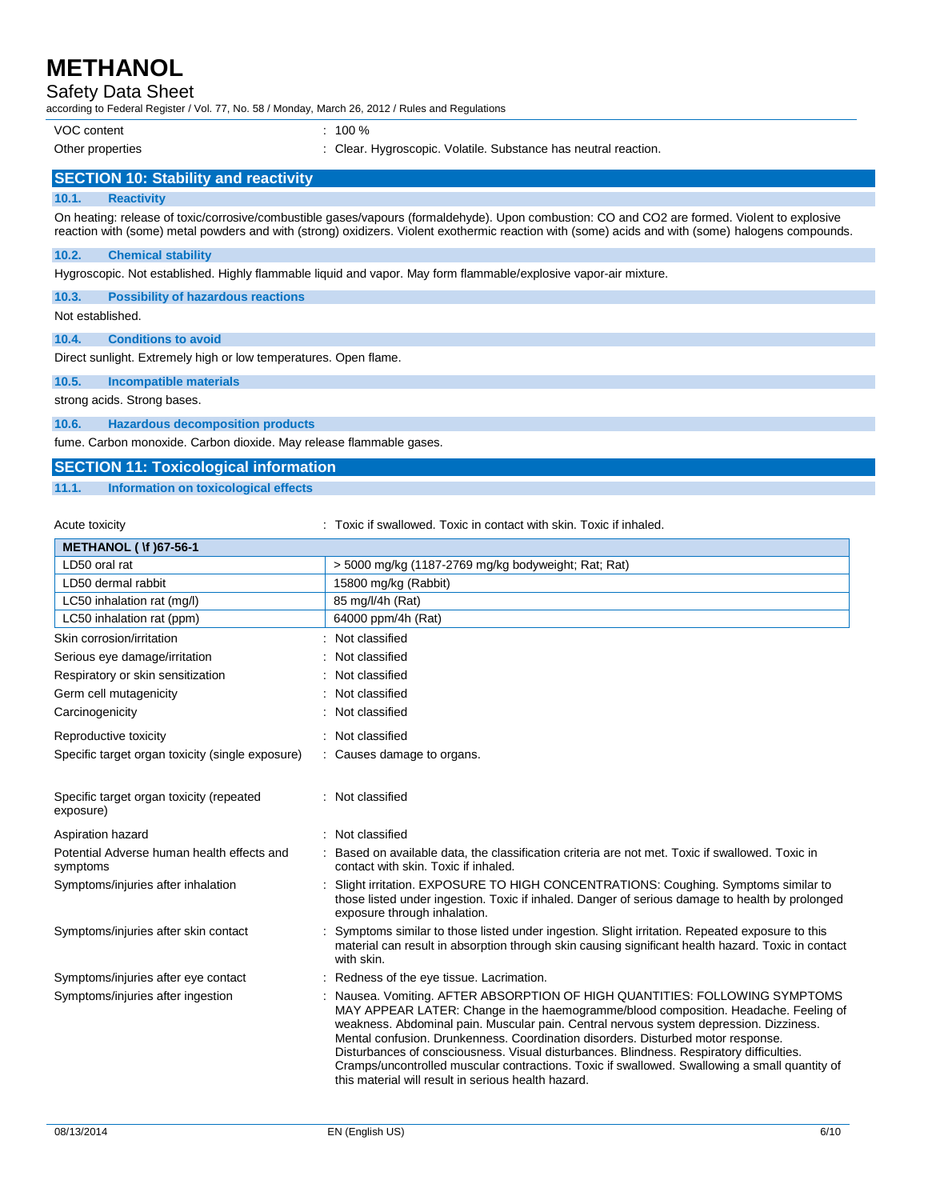| | |
|---|---|
| VOC content | : 100 % |
| Other properties | : Clear. Hygroscopic. Volatile. Substance has neutral reaction. |

## SECTION 10: Stability and reactivity

### 10.1. Reactivity

On heating: release of toxic/corrosive/combustible gases/vapours (formaldehyde). Upon combustion: CO and CO2 are formed. Violent to explosive reaction with (some) metal powders and with (strong) oxidizers. Violent exothermic reaction with (some) acids and with (some) halogens compounds.

### 10.2. Chemical stability

Hygroscopic. Not established. Highly flammable liquid and vapor. May form flammable/explosive vapor-air mixture.

### 10.3. Possibility of hazardous reactions

Not established.

### 10.4. Conditions to avoid

Direct sunlight. Extremely high or low temperatures. Open flame.

### 10.5. Incompatible materials

strong acids. Strong bases.

### 10.6. Hazardous decomposition products

fume. Carbon monoxide. Carbon dioxide. May release flammable gases.

## SECTION 11: Toxicological information

### 11.1. Information on toxicological effects

Acute toxicity : Toxic if swallowed. Toxic in contact with skin. Toxic if inhaled.

| METHANOL ( \f )67-56-1 | |
|---|---|
| LD50 oral rat | > 5000 mg/kg (1187-2769 mg/kg bodyweight; Rat; Rat) |
| LD50 dermal rabbit | 15800 mg/kg (Rabbit) |
| LC50 inhalation rat (mg/l) | 85 mg/l/4h (Rat) |
| LC50 inhalation rat (ppm) | 64000 ppm/4h (Rat) |

| | |
|---|---|
| Skin corrosion/irritation | : Not classified |
| Serious eye damage/irritation | : Not classified |
| Respiratory or skin sensitization | : Not classified |
| Germ cell mutagenicity | : Not classified |
| Carcinogenicity | : Not classified |
| Reproductive toxicity | : Not classified |
| Specific target organ toxicity (single exposure) | : Causes damage to organs. |
| Specific target organ toxicity (repeated exposure) | : Not classified |
| Aspiration hazard | : Not classified |
| Potential Adverse human health effects and symptoms | : Based on available data, the classification criteria are not met. Toxic if swallowed. Toxic in contact with skin. Toxic if inhaled. |
| Symptoms/injuries after inhalation | : Slight irritation. EXPOSURE TO HIGH CONCENTRATIONS: Coughing. Symptoms similar to those listed under ingestion. Toxic if inhaled. Danger of serious damage to health by prolonged exposure through inhalation. |
| Symptoms/injuries after skin contact | : Symptoms similar to those listed under ingestion. Slight irritation. Repeated exposure to this material can result in absorption through skin causing significant health hazard. Toxic in contact with skin. |
| Symptoms/injuries after eye contact | : Redness of the eye tissue. Lacrimation. |
| Symptoms/injuries after ingestion | : Nausea. Vomiting. AFTER ABSORPTION OF HIGH QUANTITIES: FOLLOWING SYMPTOMS MAY APPEAR LATER: Change in the haemogramme/blood composition. Headache. Feeling of weakness. Abdominal pain. Muscular pain. Central nervous system depression. Dizziness. Mental confusion. Drunkenness. Coordination disorders. Disturbed motor response. Disturbances of consciousness. Visual disturbances. Blindness. Respiratory difficulties. Cramps/uncontrolled muscular contractions. Toxic if swallowed. Swallowing a small quantity of this material will result in serious health hazard. |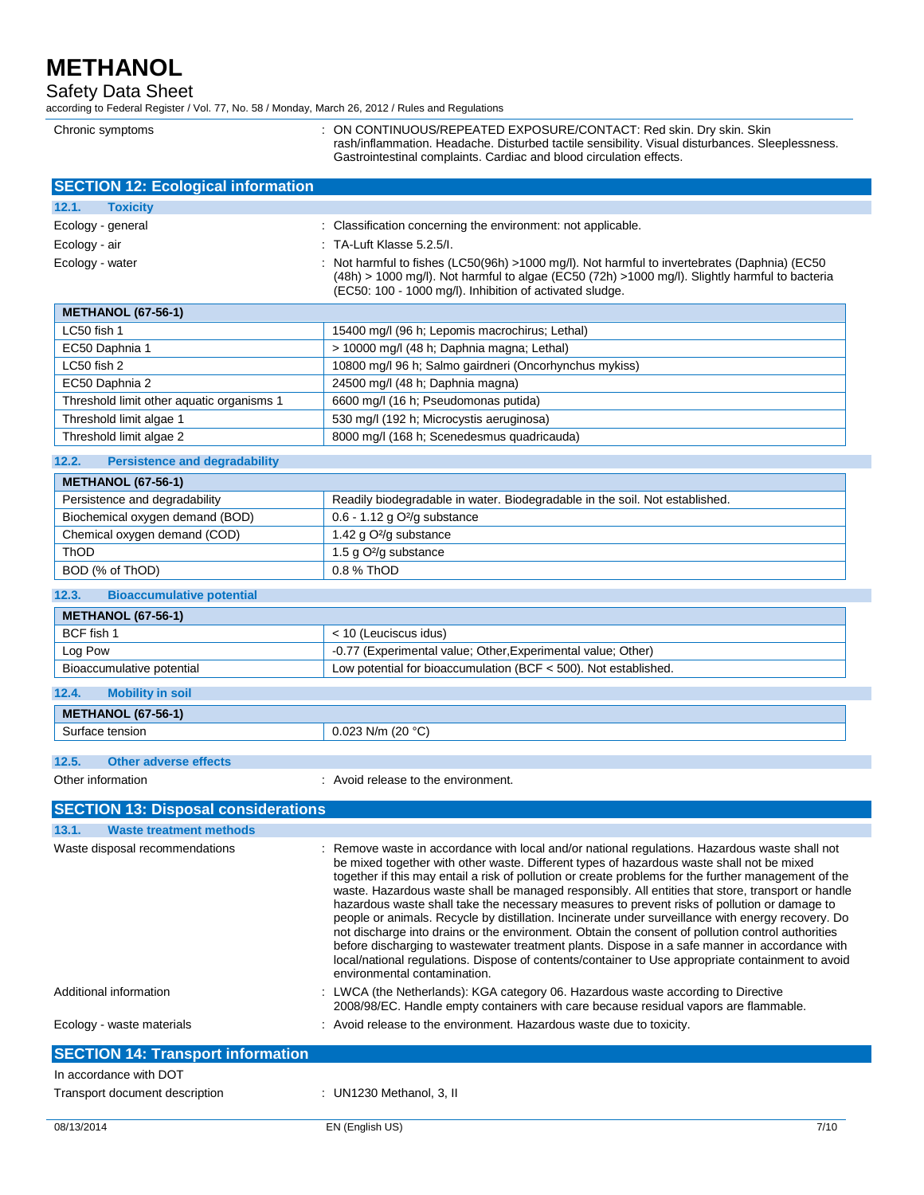Chronic symptoms : ON CONTINUOUS/REPEATED EXPOSURE/CONTACT: Red skin. Dry skin. Skin rash/inflammation. Headache. Disturbed tactile sensibility. Visual disturbances. Sleeplessness. Gastrointestinal complaints. Cardiac and blood circulation effects.

## SECTION 12: Ecological information

### 12.1. Toxicity

Ecology - general : Classification concerning the environment: not applicable.

Ecology - air : TA-Luft Klasse 5.2.5/I.

Ecology - water : Not harmful to fishes (LC50(96h) >1000 mg/l). Not harmful to invertebrates (Daphnia) (EC50 (48h) > 1000 mg/l). Not harmful to algae (EC50 (72h) >1000 mg/l). Slightly harmful to bacteria (EC50: 100 - 1000 mg/l). Inhibition of activated sludge.

| METHANOL (67-56-1) | |
|---|---|
| LC50 fish 1 | 15400 mg/l (96 h; Lepomis macrochirus; Lethal) |
| EC50 Daphnia 1 | > 10000 mg/l (48 h; Daphnia magna; Lethal) |
| LC50 fish 2 | 10800 mg/l 96 h; Salmo gairdneri (Oncorhynchus mykiss) |
| EC50 Daphnia 2 | 24500 mg/l (48 h; Daphnia magna) |
| Threshold limit other aquatic organisms 1 | 6600 mg/l (16 h; Pseudomonas putida) |
| Threshold limit algae 1 | 530 mg/l (192 h; Microcystis aeruginosa) |
| Threshold limit algae 2 | 8000 mg/l (168 h; Scenedesmus quadricauda) |

### 12.2. Persistence and degradability

| METHANOL (67-56-1) | |
|---|---|
| Persistence and degradability | Readily biodegradable in water. Biodegradable in the soil. Not established. |
| Biochemical oxygen demand (BOD) | 0.6 - 1.12 g O²/g substance |
| Chemical oxygen demand (COD) | 1.42 g O²/g substance |
| ThOD | 1.5 g O²/g substance |
| BOD (% of ThOD) | 0.8 % ThOD |

### 12.3. Bioaccumulative potential

| METHANOL (67-56-1) | |
|---|---|
| BCF fish 1 | < 10 (Leuciscus idus) |
| Log Pow | -0.77 (Experimental value; Other,Experimental value; Other) |
| Bioaccumulative potential | Low potential for bioaccumulation (BCF < 500). Not established. |

### 12.4. Mobility in soil

| METHANOL (67-56-1) | |
|---|---|
| Surface tension | 0.023 N/m (20 °C) |

### 12.5. Other adverse effects

Other information : Avoid release to the environment.

## SECTION 13: Disposal considerations

### 13.1. Waste treatment methods

Waste disposal recommendations : Remove waste in accordance with local and/or national regulations. Hazardous waste shall not be mixed together with other waste. Different types of hazardous waste shall not be mixed together if this may entail a risk of pollution or create problems for the further management of the waste. Hazardous waste shall be managed responsibly. All entities that store, transport or handle hazardous waste shall take the necessary measures to prevent risks of pollution or damage to people or animals. Recycle by distillation. Incinerate under surveillance with energy recovery. Do not discharge into drains or the environment. Obtain the consent of pollution control authorities before discharging to wastewater treatment plants. Dispose in a safe manner in accordance with local/national regulations. Dispose of contents/container to Use appropriate containment to avoid environmental contamination.

Additional information : LWCA (the Netherlands): KGA category 06. Hazardous waste according to Directive 2008/98/EC. Handle empty containers with care because residual vapors are flammable.

Ecology - waste materials : Avoid release to the environment. Hazardous waste due to toxicity.

## SECTION 14: Transport information

In accordance with DOT

Transport document description : UN1230 Methanol, 3, II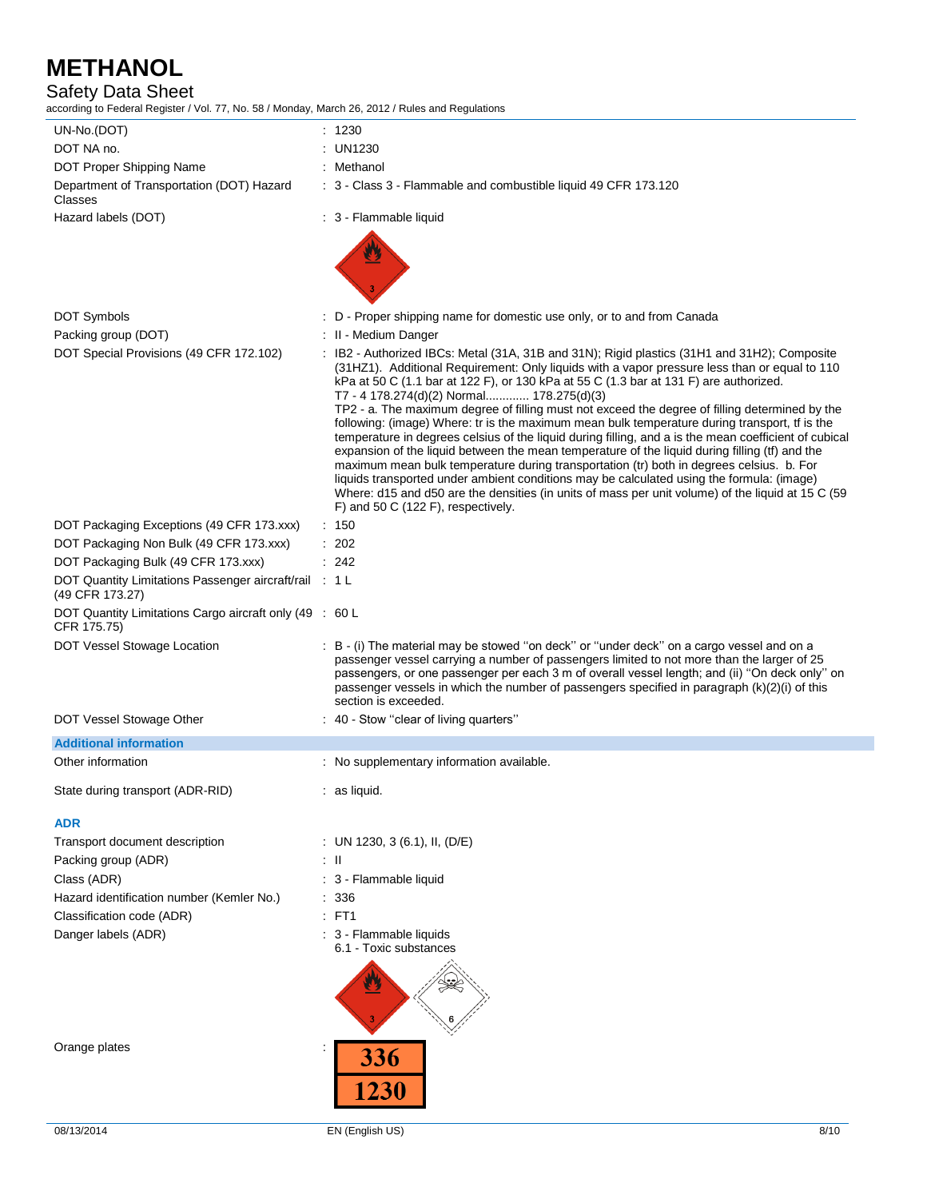| | |
|---|---|
| UN-No.(DOT) | : 1230 |
| DOT NA no. | : UN1230 |
| DOT Proper Shipping Name | : Methanol |
| Department of Transportation (DOT) Hazard Classes | : 3 - Class 3 - Flammable and combustible liquid 49 CFR 173.120 |
| Hazard labels (DOT) | : 3 - Flammable liquid |
| DOT Symbols | : D - Proper shipping name for domestic use only, or to and from Canada |
| Packing group (DOT) | : II - Medium Danger |
| DOT Special Provisions (49 CFR 172.102) | : IB2 - Authorized IBCs: Metal (31A, 31B and 31N); Rigid plastics (31H1 and 31H2); Composite (31HZ1). Additional Requirement: Only liquids with a vapor pressure less than or equal to 110 kPa at 50 C (1.1 bar at 122 F), or 130 kPa at 55 C (1.3 bar at 131 F) are authorized. T7 - 4 178.274(d)(2) Normal............ 178.275(d)(3) TP2 - a. The maximum degree of filling must not exceed the degree of filling determined by the following: (image) Where: tr is the maximum mean bulk temperature during transport, tf is the temperature in degrees celsius of the liquid during filling, and a is the mean coefficient of cubical expansion of the liquid between the mean temperature of the liquid during filling (tf) and the maximum mean bulk temperature during transportation (tr) both in degrees celsius. b. For liquids transported under ambient conditions may be calculated using the formula: (image) Where: d15 and d50 are the densities (in units of mass per unit volume) of the liquid at 15 C (59 F) and 50 C (122 F), respectively. |
| DOT Packaging Exceptions (49 CFR 173.xxx) | : 150 |
| DOT Packaging Non Bulk (49 CFR 173.xxx) | : 202 |
| DOT Packaging Bulk (49 CFR 173.xxx) | : 242 |
| DOT Quantity Limitations Passenger aircraft/rail (49 CFR 173.27) | : 1 L |
| DOT Quantity Limitations Cargo aircraft only (49 CFR 175.75) | : 60 L |
| DOT Vessel Stowage Location | : B - (i) The material may be stowed ''on deck'' or ''under deck'' on a cargo vessel and on a passenger vessel carrying a number of passengers limited to not more than the larger of 25 passengers, or one passenger per each 3 m of overall vessel length; and (ii) ''On deck only'' on passenger vessels in which the number of passengers specified in paragraph (k)(2)(i) of this section is exceeded. |
| DOT Vessel Stowage Other | : 40 - Stow ''clear of living quarters'' |

### Additional information

| | |
|---|---|
| Other information | : No supplementary information available. |
| State during transport (ADR-RID) | : as liquid. |

### ADR

| | |
|---|---|
| Transport document description | : UN 1230, 3 (6.1), II, (D/E) |
| Packing group (ADR) | : II |
| Class (ADR) | : 3 - Flammable liquid |
| Hazard identification number (Kemler No.) | : 336 |
| Classification code (ADR) | : FT1 |
| Danger labels (ADR) | : 3 - Flammable liquids<br>6.1 - Toxic substances |
| Orange plates | : 336 / 1230 |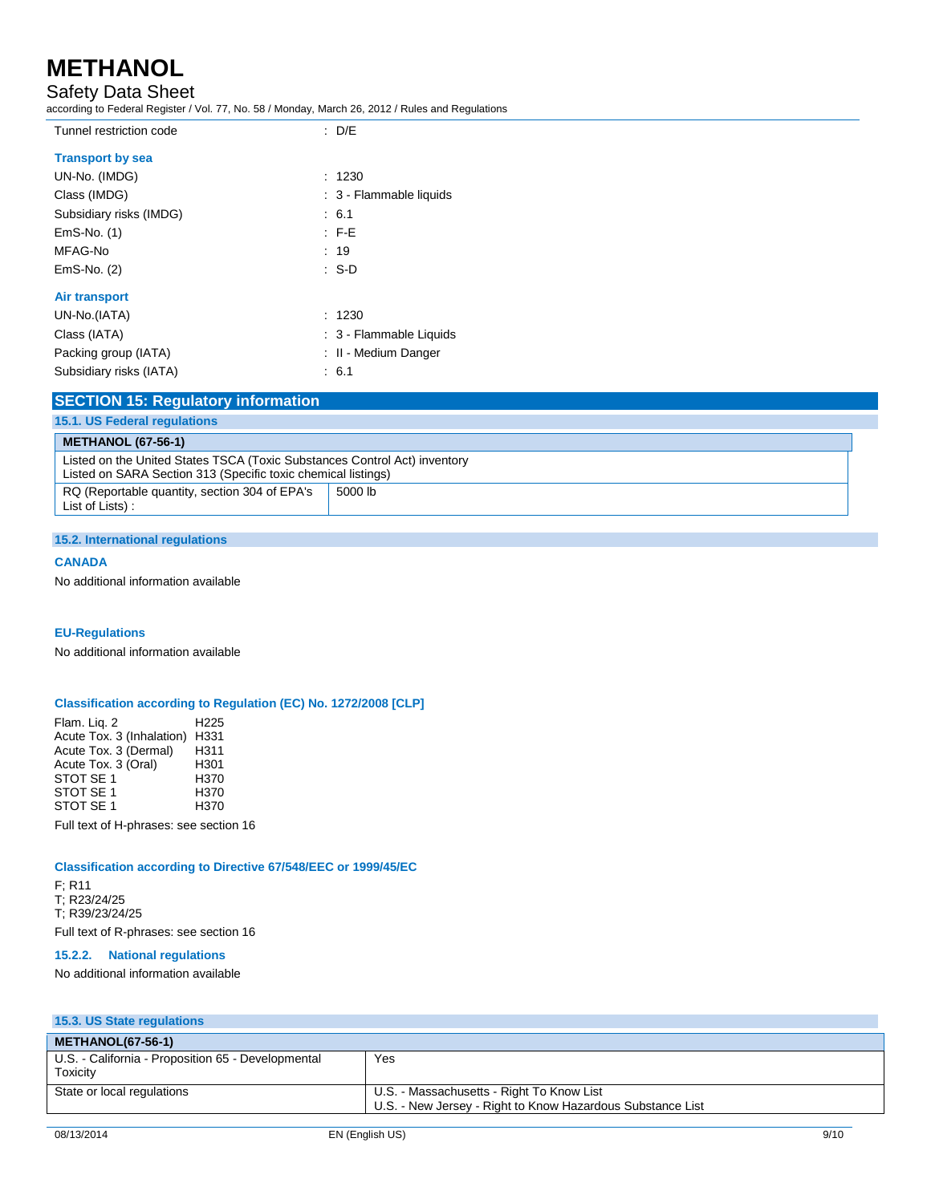| | |
|---|---|
| Tunnel restriction code | : D/E |

**Transport by sea**

| | |
|---|---|
| UN-No. (IMDG) | : 1230 |
| Class (IMDG) | : 3 - Flammable liquids |
| Subsidiary risks (IMDG) | : 6.1 |
| EmS-No. (1) | : F-E |
| MFAG-No | : 19 |
| EmS-No. (2) | : S-D |

**Air transport**

| | |
|---|---|
| UN-No.(IATA) | : 1230 |
| Class (IATA) | : 3 - Flammable Liquids |
| Packing group (IATA) | : II - Medium Danger |
| Subsidiary risks (IATA) | : 6.1 |

## SECTION 15: Regulatory information

### 15.1. US Federal regulations

| METHANOL (67-56-1) | |
|---|---|
| Listed on the United States TSCA (Toxic Substances Control Act) inventory<br>Listed on SARA Section 313 (Specific toxic chemical listings) | |
| RQ (Reportable quantity, section 304 of EPA's List of Lists) : | 5000 lb |

### 15.2. International regulations

**CANADA**

No additional information available

**EU-Regulations**

No additional information available

**Classification according to Regulation (EC) No. 1272/2008 [CLP]**

| | |
|---|---|
| Flam. Liq. 2 | H225 |
| Acute Tox. 3 (Inhalation) | H331 |
| Acute Tox. 3 (Dermal) | H311 |
| Acute Tox. 3 (Oral) | H301 |
| STOT SE 1 | H370 |
| STOT SE 1 | H370 |
| STOT SE 1 | H370 |

Full text of H-phrases: see section 16

**Classification according to Directive 67/548/EEC or 1999/45/EC**

F; R11
T; R23/24/25
T; R39/23/24/25

Full text of R-phrases: see section 16

#### 15.2.2. National regulations

No additional information available

### 15.3. US State regulations

| METHANOL(67-56-1) | |
|---|---|
| U.S. - California - Proposition 65 - Developmental Toxicity | Yes |
| State or local regulations | U.S. - Massachusetts - Right To Know List<br>U.S. - New Jersey - Right to Know Hazardous Substance List |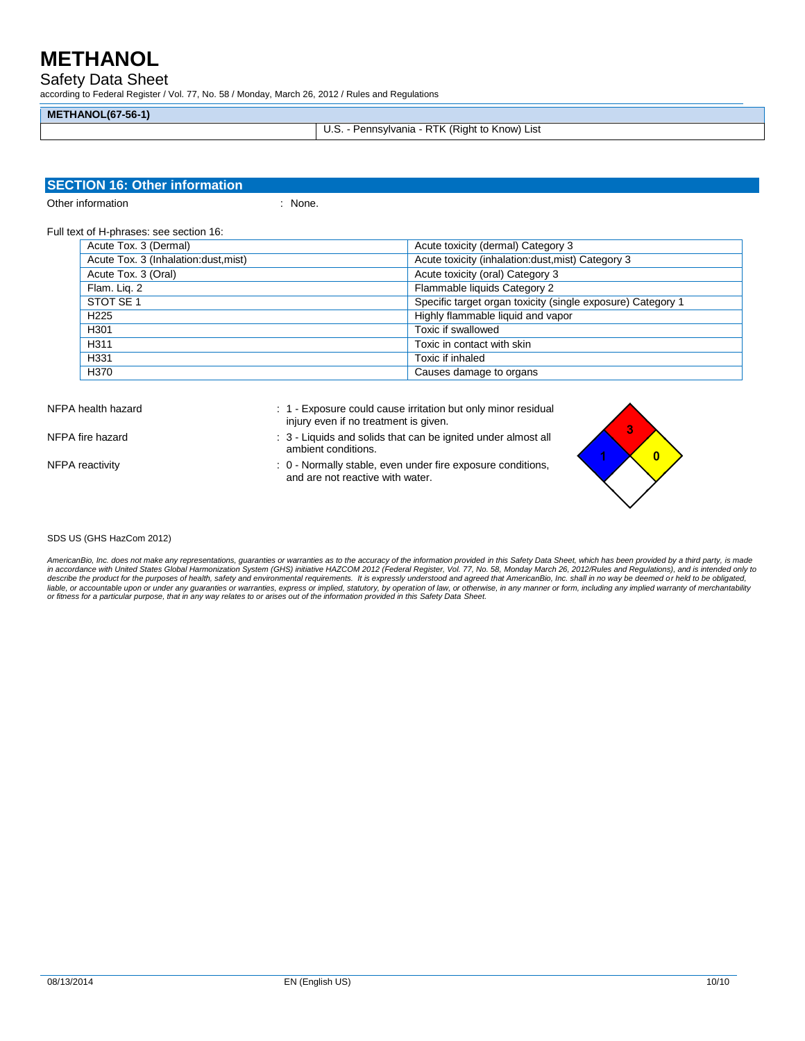| METHANOL(67-56-1) | |
| --- | --- |
| | U.S. - Pennsylvania - RTK (Right to Know) List |

## SECTION 16: Other information

Other information : None.

Full text of H-phrases: see section 16:

| | |
| --- | --- |
| Acute Tox. 3 (Dermal) | Acute toxicity (dermal) Category 3 |
| Acute Tox. 3 (Inhalation:dust,mist) | Acute toxicity (inhalation:dust,mist) Category 3 |
| Acute Tox. 3 (Oral) | Acute toxicity (oral) Category 3 |
| Flam. Liq. 2 | Flammable liquids Category 2 |
| STOT SE 1 | Specific target organ toxicity (single exposure) Category 1 |
| H225 | Highly flammable liquid and vapor |
| H301 | Toxic if swallowed |
| H311 | Toxic in contact with skin |
| H331 | Toxic if inhaled |
| H370 | Causes damage to organs |

NFPA health hazard : 1 - Exposure could cause irritation but only minor residual injury even if no treatment is given.

NFPA fire hazard : 3 - Liquids and solids that can be ignited under almost all ambient conditions.

NFPA reactivity : 0 - Normally stable, even under fire exposure conditions, and are not reactive with water.

3

1

0

SDS US (GHS HazCom 2012)

*AmericanBio, Inc. does not make any representations, guaranties or warranties as to the accuracy of the information provided in this Safety Data Sheet, which has been provided by a third party, is made in accordance with United States Global Harmonization System (GHS) initiative HAZCOM 2012 (Federal Register, Vol. 77, No. 58, Monday March 26, 2012/Rules and Regulations), and is intended only to describe the product for the purposes of health, safety and environmental requirements. It is expressly understood and agreed that AmericanBio, Inc. shall in no way be deemed or held to be obligated, liable, or accountable upon or under any guaranties or warranties, express or implied, statutory, by operation of law, or otherwise, in any manner or form, including any implied warranty of merchantability or fitness for a particular purpose, that in any way relates to or arises out of the information provided in this Safety Data Sheet.*